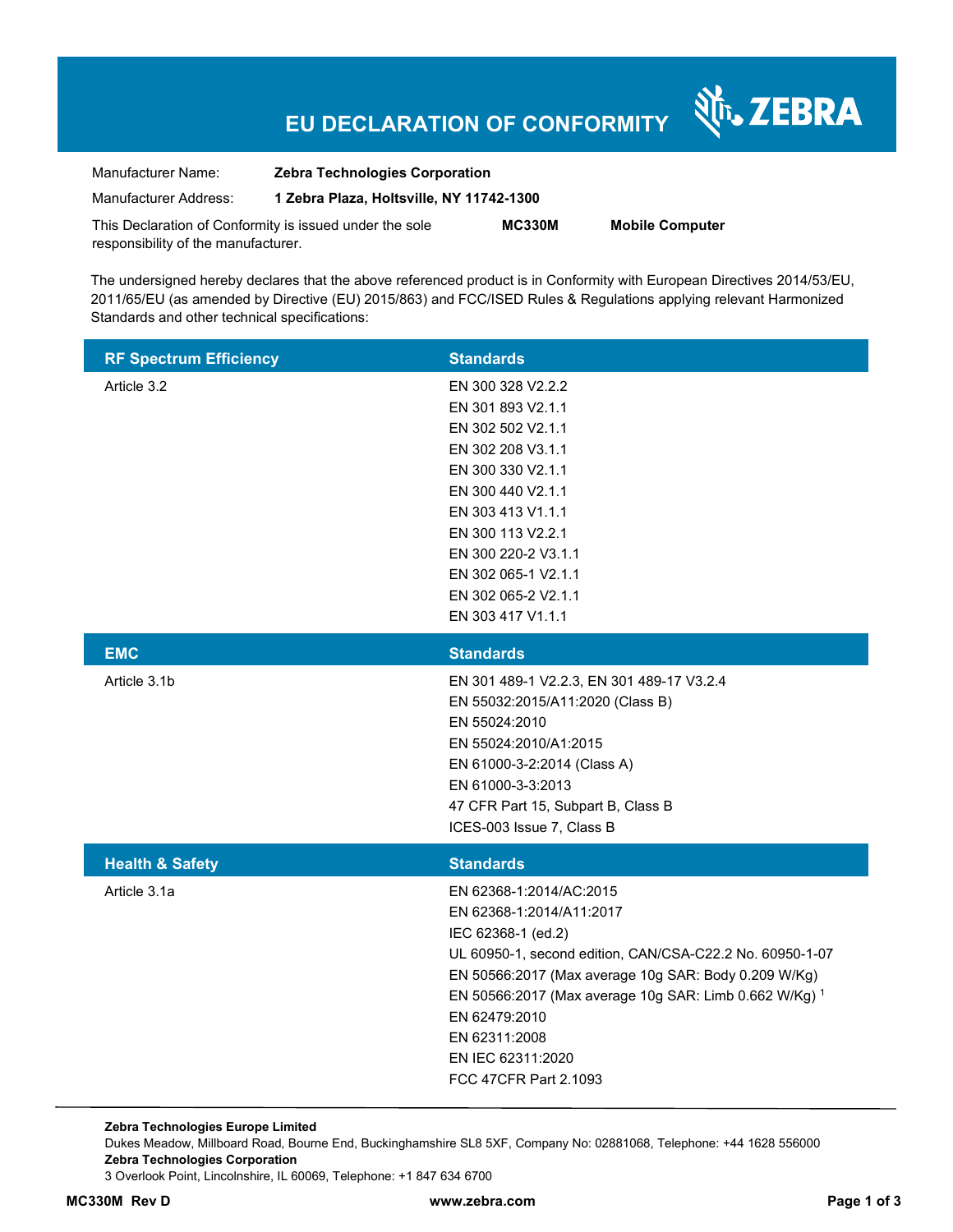# EU DECLARATION OF CONFORMITY

ZEBRA

Manufacturer Name: **Zebra Technologies Corporation**

Manufacturer Address: **1 Zebra Plaza, Holtsville, NY 11742-1300**

This Declaration of Conformity is issued under the sole responsibility of the manufacturer. **MC330M** **Mobile Computer**

The undersigned hereby declares that the above referenced product is in Conformity with European Directives 2014/53/EU, 2011/65/EU (as amended by Directive (EU) 2015/863) and FCC/ISED Rules & Regulations applying relevant Harmonized Standards and other technical specifications:

| RF Spectrum Efficiency | Standards |
|---|---|
| Article 3.2 | EN 300 328 V2.2.2<br>EN 301 893 V2.1.1<br>EN 302 502 V2.1.1<br>EN 302 208 V3.1.1<br>EN 300 330 V2.1.1<br>EN 300 440 V2.1.1<br>EN 303 413 V1.1.1<br>EN 300 113 V2.2.1<br>EN 300 220-2 V3.1.1<br>EN 302 065-1 V2.1.1<br>EN 302 065-2 V2.1.1<br>EN 303 417 V1.1.1 |

| EMC | Standards |
|---|---|
| Article 3.1b | EN 301 489-1 V2.2.3, EN 301 489-17 V3.2.4<br>EN 55032:2015/A11:2020 (Class B)<br>EN 55024:2010<br>EN 55024:2010/A1:2015<br>EN 61000-3-2:2014 (Class A)<br>EN 61000-3-3:2013<br>47 CFR Part 15, Subpart B, Class B<br>ICES-003 Issue 7, Class B |

| Health & Safety | Standards |
|---|---|
| Article 3.1a | EN 62368-1:2014/AC:2015<br>EN 62368-1:2014/A11:2017<br>IEC 62368-1 (ed.2)<br>UL 60950-1, second edition, CAN/CSA-C22.2 No. 60950-1-07<br>EN 50566:2017 (Max average 10g SAR: Body 0.209 W/Kg)<br>EN 50566:2017 (Max average 10g SAR: Limb 0.662 W/Kg) [1]<br>EN 62479:2010<br>EN 62311:2008<br>EN IEC 62311:2020<br>FCC 47CFR Part 2.1093 |

**Zebra Technologies Europe Limited**
Dukes Meadow, Millboard Road, Bourne End, Buckinghamshire SL8 5XF, Company No: 02881068, Telephone: +44 1628 556000
**Zebra Technologies Corporation**
3 Overlook Point, Lincolnshire, IL 60069, Telephone: +1 847 634 6700

**MC330M Rev D** **www.zebra.com**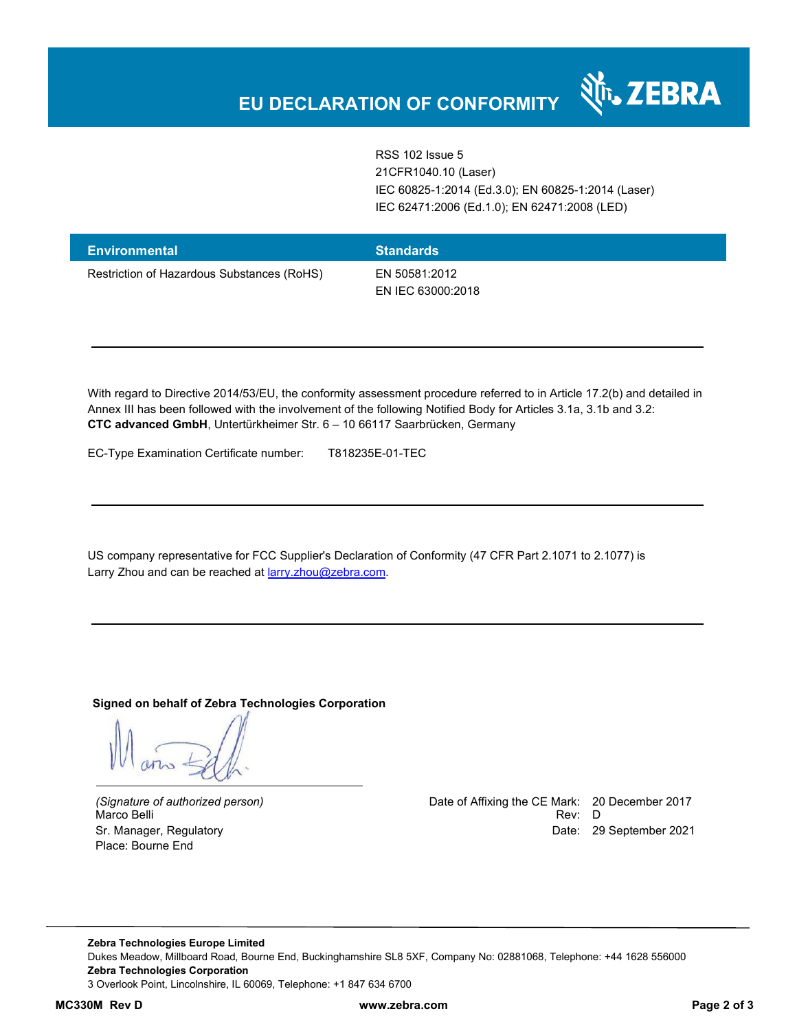# EU DECLARATION OF CONFORMITY

| | |
|---|---|
| | RSS 102 Issue 5<br>21CFR1040.10 (Laser)<br>IEC 60825-1:2014 (Ed.3.0); EN 60825-1:2014 (Laser)<br>IEC 62471:2006 (Ed.1.0); EN 62471:2008 (LED) |

| Environmental | Standards |
|---|---|
| Restriction of Hazardous Substances (RoHS) | EN 50581:2012<br>EN IEC 63000:2018 |

---

With regard to Directive 2014/53/EU, the conformity assessment procedure referred to in Article 17.2(b) and detailed in Annex III has been followed with the involvement of the following Notified Body for Articles 3.1a, 3.1b and 3.2:
**CTC advanced GmbH**, Untertürkheimer Str. 6 – 10 66117 Saarbrücken, Germany

EC-Type Examination Certificate number: T818235E-01-TEC

---

US company representative for FCC Supplier's Declaration of Conformity (47 CFR Part 2.1071 to 2.1077) is Larry Zhou and can be reached at larry.zhou@zebra.com.

---

**Signed on behalf of Zebra Technologies Corporation**

*(Signature of authorized person)*
Marco Belli
Sr. Manager, Regulatory
Place: Bourne End

Date of Affixing the CE Mark: 20 December 2017
Rev: D
Date: 29 September 2021

**Zebra Technologies Europe Limited**
Dukes Meadow, Millboard Road, Bourne End, Buckinghamshire SL8 5XF, Company No: 02881068, Telephone: +44 1628 556000
**Zebra Technologies Corporation**
3 Overlook Point, Lincolnshire, IL 60069, Telephone: +1 847 634 6700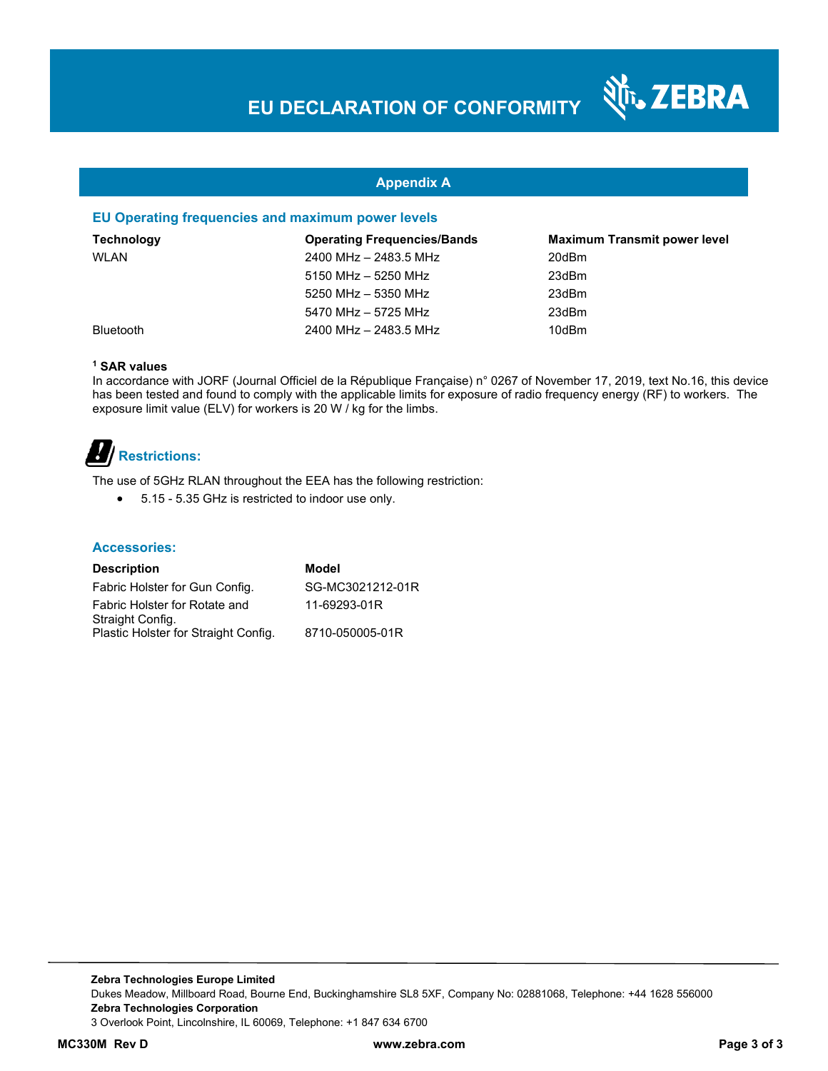## Appendix A

### EU Operating frequencies and maximum power levels

| Technology | Operating Frequencies/Bands | Maximum Transmit power level |
|---|---|---|
| WLAN | 2400 MHz – 2483.5 MHz | 20dBm |
| | 5150 MHz – 5250 MHz | 23dBm |
| | 5250 MHz – 5350 MHz | 23dBm |
| | 5470 MHz – 5725 MHz | 23dBm |
| Bluetooth | 2400 MHz – 2483.5 MHz | 10dBm |

**[1] SAR values**

In accordance with JORF (Journal Officiel de la République Française) n° 0267 of November 17, 2019, text No.16, this device has been tested and found to comply with the applicable limits for exposure of radio frequency energy (RF) to workers. The exposure limit value (ELV) for workers is 20 W / kg for the limbs.

### Restrictions:

The use of 5GHz RLAN throughout the EEA has the following restriction:

- 5.15 - 5.35 GHz is restricted to indoor use only.

### Accessories:

| Description | Model |
|---|---|
| Fabric Holster for Gun Config. | SG-MC3021212-01R |
| Fabric Holster for Rotate and Straight Config. | 11-69293-01R |
| Plastic Holster for Straight Config. | 8710-050005-01R |

**Zebra Technologies Europe Limited**
Dukes Meadow, Millboard Road, Bourne End, Buckinghamshire SL8 5XF, Company No: 02881068, Telephone: +44 1628 556000
**Zebra Technologies Corporation**
3 Overlook Point, Lincolnshire, IL 60069, Telephone: +1 847 634 6700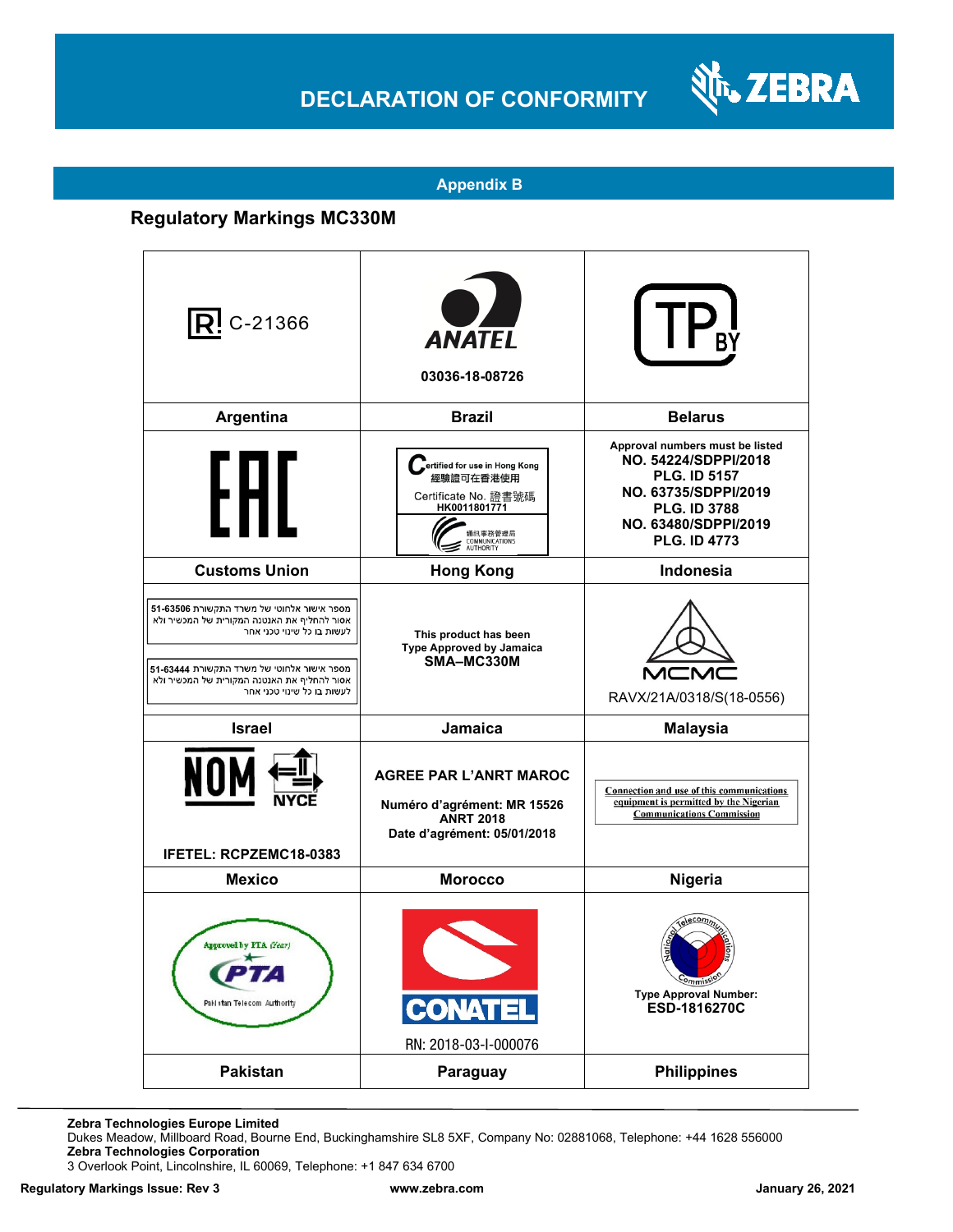## Appendix B

### Regulatory Markings MC330M

| | | |
|---|---|---|
| C-21366 | ANATEL 03036-18-08726 | TP BY |
| **Argentina** | **Brazil** | **Belarus** |
| EAC | Certified for use in Hong Kong 經驗證可在香港使用 Certificate No. 證書號碼 HK0011801771 通訊事務管理局 COMMUNICATIONS AUTHORITY | Approval numbers must be listed **NO. 54224/SDPPI/2018 PLG. ID 5157 NO. 63735/SDPPI/2019 PLG. ID 3788 NO. 63480/SDPPI/2019 PLG. ID 4773** |
| **Customs Union** | **Hong Kong** | **Indonesia** |
| מספר אישור אלחוטי של משרד התקשורת 51-63506 אסור להחליף את האנטנה המקורית של המכשיר ולא לעשות בו כל שינוי טכני אחר<br>מספר אישור אלחוטי של משרד התקשורת 51-63444 אסור להחליף את האנטנה המקורית של המכשיר ולא לעשות בו כל שינוי טכני אחר | This product has been Type Approved by Jamaica **SMA–MC330M** | MCMC RAVX/21A/0318/S(18-0556) |
| **Israel** | **Jamaica** | **Malaysia** |
| NOM NYCE **IFETEL: RCPZEMC18-0383** | **AGREE PAR L'ANRT MAROC** **Numéro d'agrément: MR 15526 ANRT 2018 Date d'agrément: 05/01/2018** | Connection and use of this communications equipment is permitted by the Nigerian Communications Commission |
| **Mexico** | **Morocco** | **Nigeria** |
| Approved by PTA (Year) PTA Pakistan Telecom Authority | CONATEL RN: 2018-03-I-000076 | National Telecommunications Commission **Type Approval Number: ESD-1816270C** |
| **Pakistan** | **Paraguay** | **Philippines** |

**Zebra Technologies Europe Limited**
Dukes Meadow, Millboard Road, Bourne End, Buckinghamshire SL8 5XF, Company No: 02881068, Telephone: +44 1628 556000
**Zebra Technologies Corporation**
3 Overlook Point, Lincolnshire, IL 60069, Telephone: +1 847 634 6700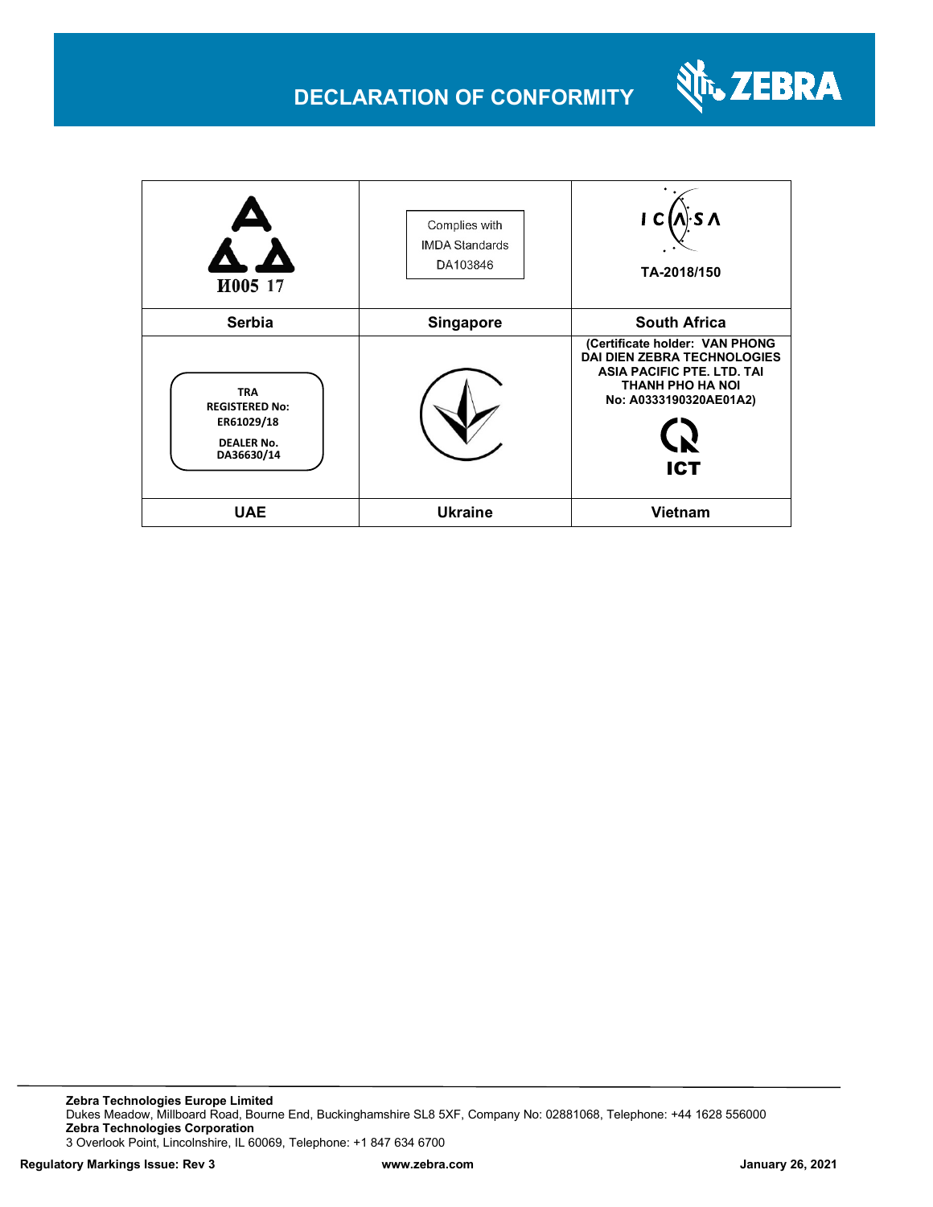# DECLARATION OF CONFORMITY

| | | |
|---|---|---|
| И005 17 | Complies with IMDA Standards DA103846 | ICASA TA-2018/150 |
| **Serbia** | **Singapore** | **South Africa** |
| TRA REGISTERED No: ER61029/18 DEALER No. DA36630/14 | | **(Certificate holder: VAN PHONG DAI DIEN ZEBRA TECHNOLOGIES ASIA PACIFIC PTE. LTD. TAI THANH PHO HA NOI No: A0333190320AE01A2)** ICT |
| **UAE** | **Ukraine** | **Vietnam** |

**Zebra Technologies Europe Limited**
Dukes Meadow, Millboard Road, Bourne End, Buckinghamshire SL8 5XF, Company No: 02881068, Telephone: +44 1628 556000
**Zebra Technologies Corporation**
3 Overlook Point, Lincolnshire, IL 60069, Telephone: +1 847 634 6700

**Regulatory Markings Issue: Rev 3** **www.zebra.com** **January 26, 2021**